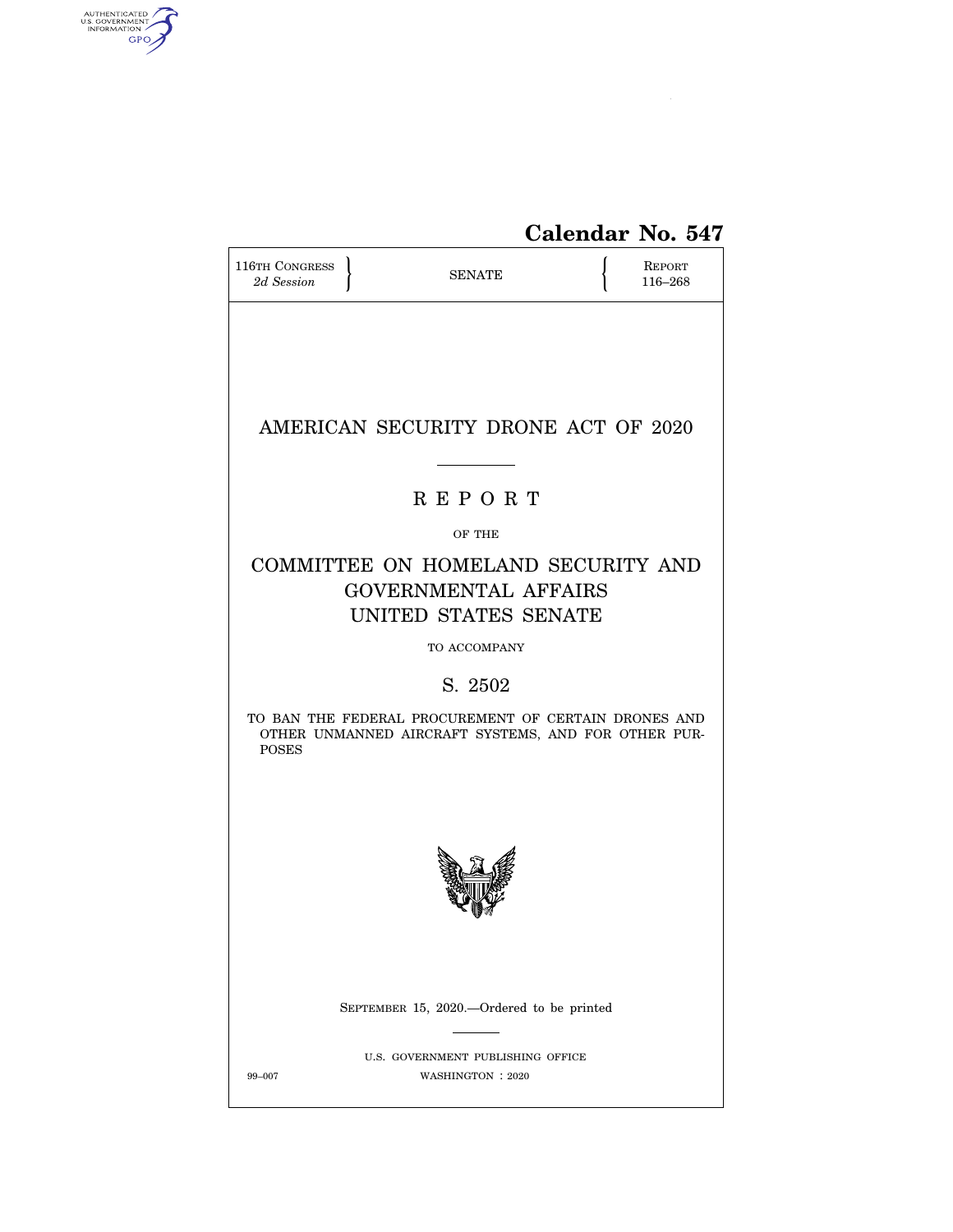AUTHENTICATED U.S. GOVERNMENT INFORMATION GPO

**Calendar No. 547**

| | | |
|---|---|---|
| 116TH CONGRESS *2d Session* | SENATE | REPORT 116–268 |

# AMERICAN SECURITY DRONE ACT OF 2020

## R E P O R T

OF THE

## COMMITTEE ON HOMELAND SECURITY AND GOVERNMENTAL AFFAIRS UNITED STATES SENATE

TO ACCOMPANY

## S. 2502

TO BAN THE FEDERAL PROCUREMENT OF CERTAIN DRONES AND OTHER UNMANNED AIRCRAFT SYSTEMS, AND FOR OTHER PURPOSES

SEPTEMBER 15, 2020.—Ordered to be printed

U.S. GOVERNMENT PUBLISHING OFFICE

99–007 WASHINGTON : 2020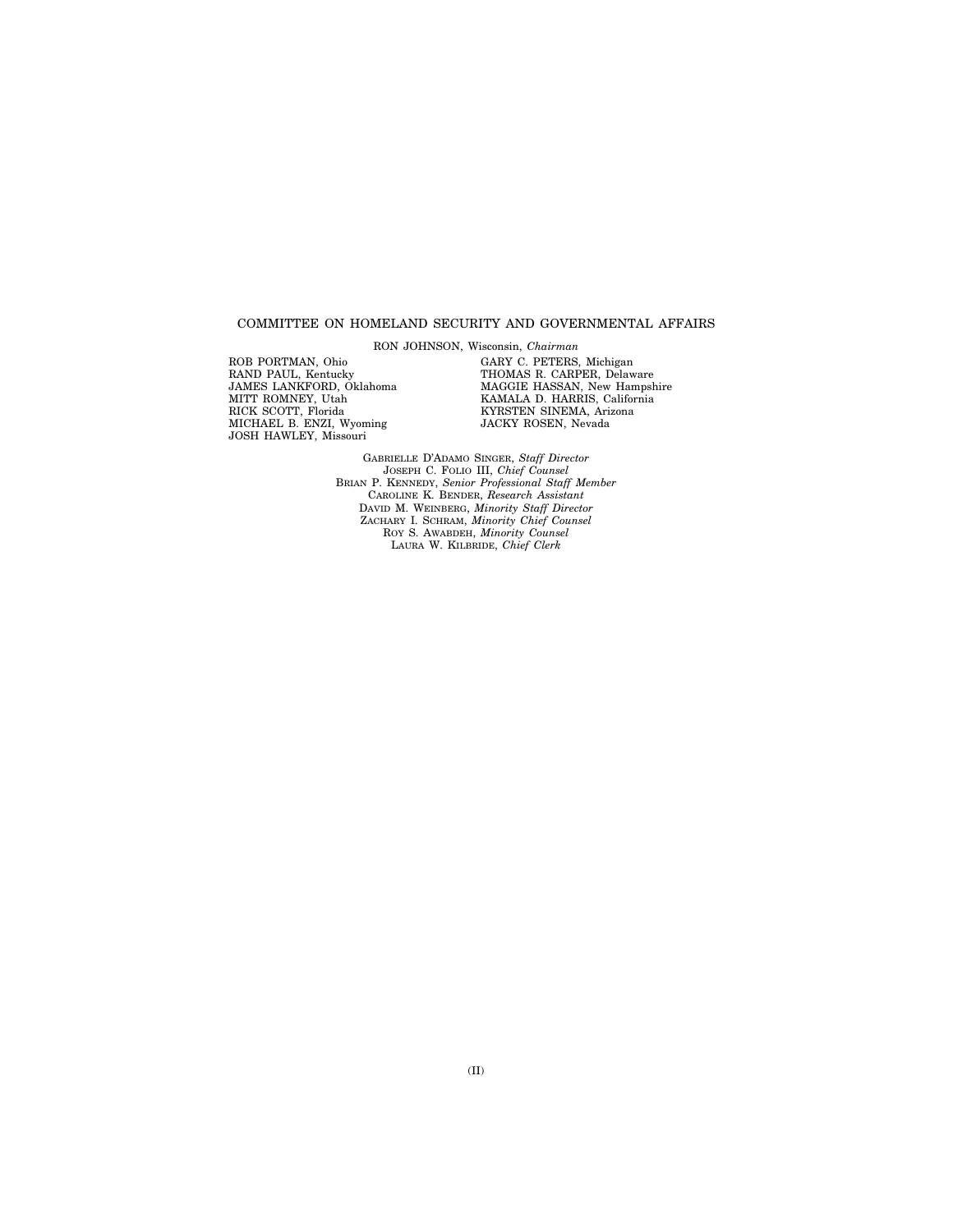COMMITTEE ON HOMELAND SECURITY AND GOVERNMENTAL AFFAIRS

RON JOHNSON, Wisconsin, *Chairman*

ROB PORTMAN, Ohio
RAND PAUL, Kentucky
JAMES LANKFORD, Oklahoma
MITT ROMNEY, Utah
RICK SCOTT, Florida
MICHAEL B. ENZI, Wyoming
JOSH HAWLEY, Missouri

GARY C. PETERS, Michigan
THOMAS R. CARPER, Delaware
MAGGIE HASSAN, New Hampshire
KAMALA D. HARRIS, California
KYRSTEN SINEMA, Arizona
JACKY ROSEN, Nevada

GABRIELLE D'ADAMO SINGER, *Staff Director*
JOSEPH C. FOLIO III, *Chief Counsel*
BRIAN P. KENNEDY, *Senior Professional Staff Member*
CAROLINE K. BENDER, *Research Assistant*
DAVID M. WEINBERG, *Minority Staff Director*
ZACHARY I. SCHRAM, *Minority Chief Counsel*
ROY S. AWABDEH, *Minority Counsel*
LAURA W. KILBRIDE, *Chief Clerk*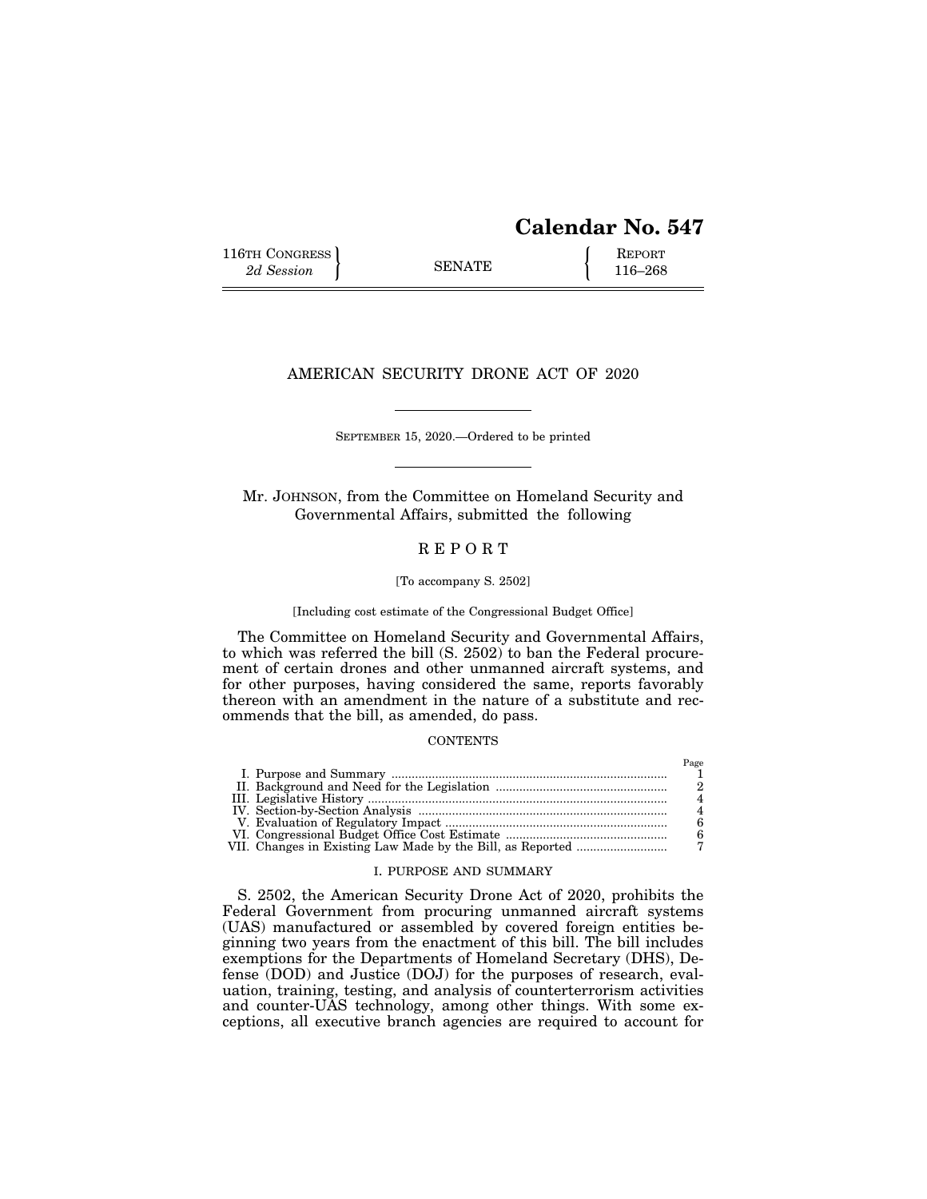# Calendar No. 547

116TH CONGRESS
2d Session

SENATE

REPORT
116–268

## AMERICAN SECURITY DRONE ACT OF 2020

SEPTEMBER 15, 2020.—Ordered to be printed

Mr. JOHNSON, from the Committee on Homeland Security and Governmental Affairs, submitted the following

## R E P O R T

[To accompany S. 2502]

[Including cost estimate of the Congressional Budget Office]

The Committee on Homeland Security and Governmental Affairs, to which was referred the bill (S. 2502) to ban the Federal procurement of certain drones and other unmanned aircraft systems, and for other purposes, having considered the same, reports favorably thereon with an amendment in the nature of a substitute and recommends that the bill, as amended, do pass.

CONTENTS

| | Page |
|---|---|
| I. Purpose and Summary | 1 |
| II. Background and Need for the Legislation | 2 |
| III. Legislative History | 4 |
| IV. Section-by-Section Analysis | 4 |
| V. Evaluation of Regulatory Impact | 6 |
| VI. Congressional Budget Office Cost Estimate | 6 |
| VII. Changes in Existing Law Made by the Bill, as Reported | 7 |

### I. PURPOSE AND SUMMARY

S. 2502, the American Security Drone Act of 2020, prohibits the Federal Government from procuring unmanned aircraft systems (UAS) manufactured or assembled by covered foreign entities beginning two years from the enactment of this bill. The bill includes exemptions for the Departments of Homeland Secretary (DHS), Defense (DOD) and Justice (DOJ) for the purposes of research, evaluation, training, testing, and analysis of counterterrorism activities and counter-UAS technology, among other things. With some exceptions, all executive branch agencies are required to account for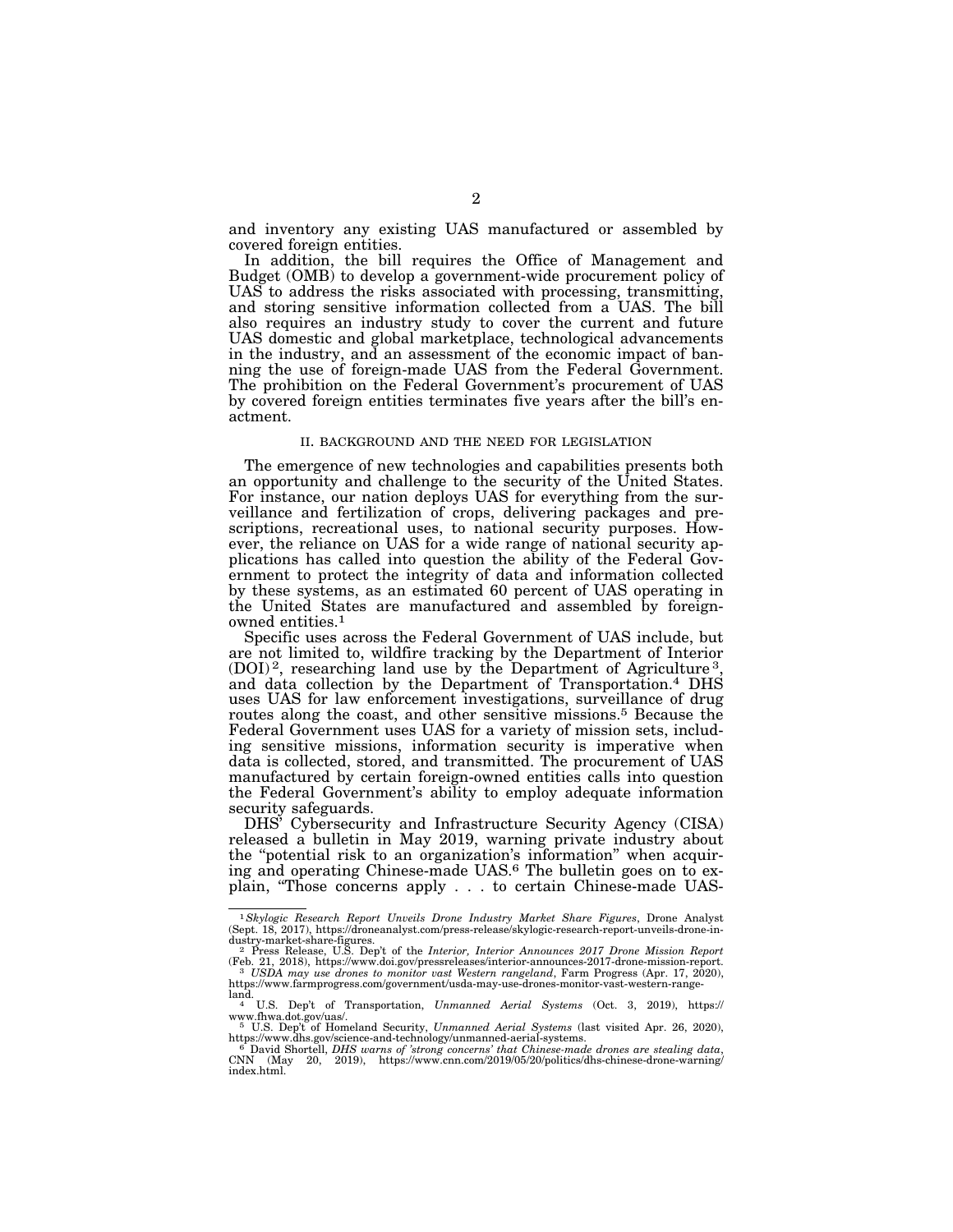and inventory any existing UAS manufactured or assembled by covered foreign entities.

In addition, the bill requires the Office of Management and Budget (OMB) to develop a government-wide procurement policy of UAS to address the risks associated with processing, transmitting, and storing sensitive information collected from a UAS. The bill also requires an industry study to cover the current and future UAS domestic and global marketplace, technological advancements in the industry, and an assessment of the economic impact of banning the use of foreign-made UAS from the Federal Government. The prohibition on the Federal Government's procurement of UAS by covered foreign entities terminates five years after the bill's enactment.

## II. BACKGROUND AND THE NEED FOR LEGISLATION

The emergence of new technologies and capabilities presents both an opportunity and challenge to the security of the United States. For instance, our nation deploys UAS for everything from the surveillance and fertilization of crops, delivering packages and prescriptions, recreational uses, to national security purposes. However, the reliance on UAS for a wide range of national security applications has called into question the ability of the Federal Government to protect the integrity of data and information collected by these systems, as an estimated 60 percent of UAS operating in the United States are manufactured and assembled by foreign-owned entities.[1]

Specific uses across the Federal Government of UAS include, but are not limited to, wildfire tracking by the Department of Interior (DOI)[2], researching land use by the Department of Agriculture[3], and data collection by the Department of Transportation.[4] DHS uses UAS for law enforcement investigations, surveillance of drug routes along the coast, and other sensitive missions.[5] Because the Federal Government uses UAS for a variety of mission sets, including sensitive missions, information security is imperative when data is collected, stored, and transmitted. The procurement of UAS manufactured by certain foreign-owned entities calls into question the Federal Government's ability to employ adequate information security safeguards.

DHS' Cybersecurity and Infrastructure Security Agency (CISA) released a bulletin in May 2019, warning private industry about the "potential risk to an organization's information" when acquiring and operating Chinese-made UAS.[6] The bulletin goes on to explain, "Those concerns apply . . . to certain Chinese-made UAS-

---

[1] *Skylogic Research Report Unveils Drone Industry Market Share Figures*, Drone Analyst (Sept. 18, 2017), https://droneanalyst.com/press-release/skylogic-research-report-unveils-drone-industry-market-share-figures.

[2] Press Release, U.S. Dep't of the *Interior, Interior Announces 2017 Drone Mission Report* (Feb. 21, 2018), https://www.doi.gov/pressreleases/interior-announces-2017-drone-mission-report.

[3] *USDA may use drones to monitor vast Western rangeland*, Farm Progress (Apr. 17, 2020), https://www.farmprogress.com/government/usda-may-use-drones-monitor-vast-western-rangeland.

[4] U.S. Dep't of Transportation, *Unmanned Aerial Systems* (Oct. 3, 2019), https://www.fhwa.dot.gov/uas/.

[5] U.S. Dep't of Homeland Security, *Unmanned Aerial Systems* (last visited Apr. 26, 2020), https://www.dhs.gov/science-and-technology/unmanned-aerial-systems.

[6] David Shortell, *DHS warns of 'strong concerns' that Chinese-made drones are stealing data*, CNN (May 20, 2019), https://www.cnn.com/2019/05/20/politics/dhs-chinese-drone-warning/index.html.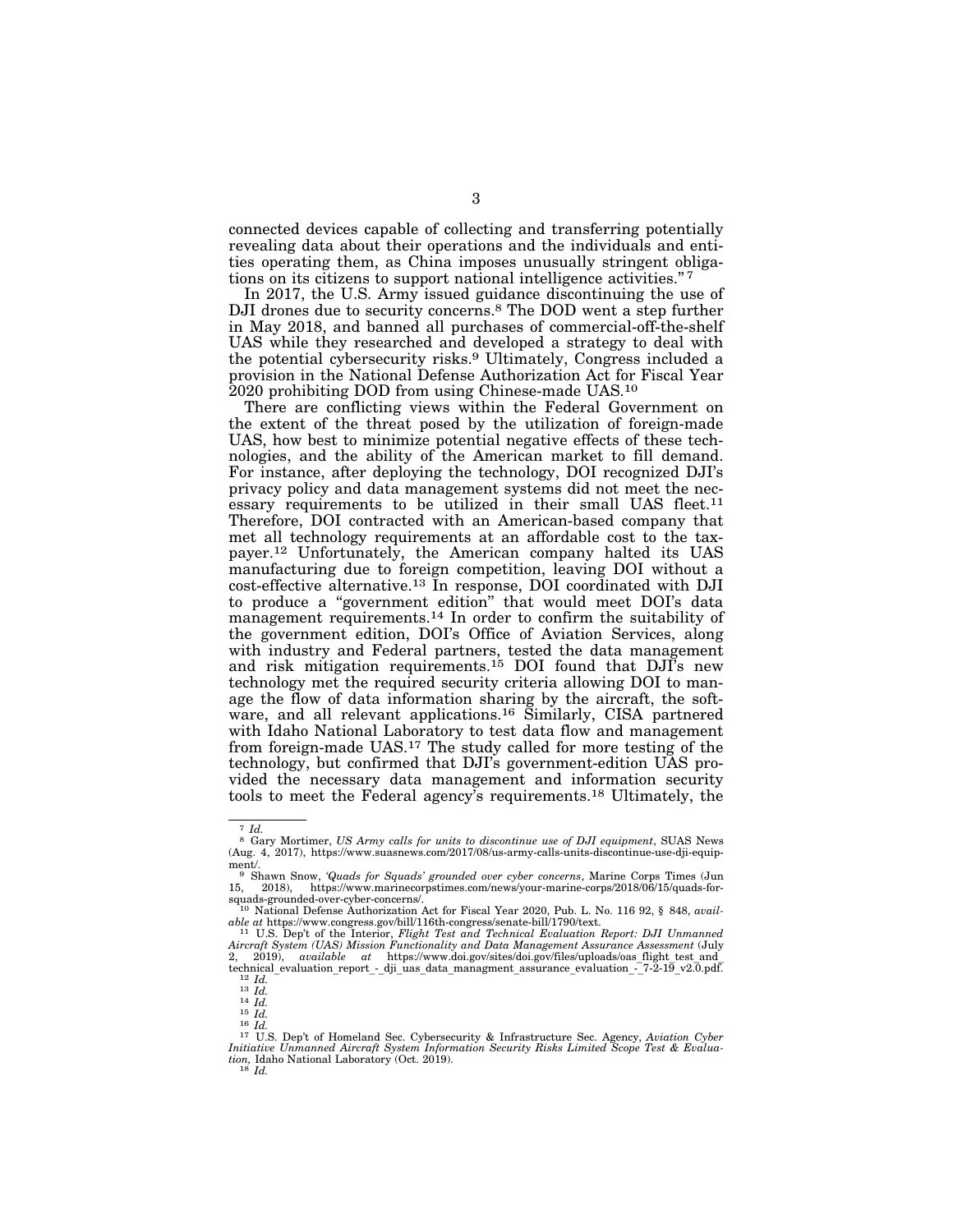connected devices capable of collecting and transferring potentially revealing data about their operations and the individuals and entities operating them, as China imposes unusually stringent obligations on its citizens to support national intelligence activities."[7]

In 2017, the U.S. Army issued guidance discontinuing the use of DJI drones due to security concerns.[8] The DOD went a step further in May 2018, and banned all purchases of commercial-off-the-shelf UAS while they researched and developed a strategy to deal with the potential cybersecurity risks.[9] Ultimately, Congress included a provision in the National Defense Authorization Act for Fiscal Year 2020 prohibiting DOD from using Chinese-made UAS.[10]

There are conflicting views within the Federal Government on the extent of the threat posed by the utilization of foreign-made UAS, how best to minimize potential negative effects of these technologies, and the ability of the American market to fill demand. For instance, after deploying the technology, DOI recognized DJI's privacy policy and data management systems did not meet the necessary requirements to be utilized in their small UAS fleet.[11] Therefore, DOI contracted with an American-based company that met all technology requirements at an affordable cost to the taxpayer.[12] Unfortunately, the American company halted its UAS manufacturing due to foreign competition, leaving DOI without a cost-effective alternative.[13] In response, DOI coordinated with DJI to produce a "government edition" that would meet DOI's data management requirements.[14] In order to confirm the suitability of the government edition, DOI's Office of Aviation Services, along with industry and Federal partners, tested the data management and risk mitigation requirements.[15] DOI found that DJI's new technology met the required security criteria allowing DOI to manage the flow of data information sharing by the aircraft, the software, and all relevant applications.[16] Similarly, CISA partnered with Idaho National Laboratory to test data flow and management from foreign-made UAS.[17] The study called for more testing of the technology, but confirmed that DJI's government-edition UAS provided the necessary data management and information security tools to meet the Federal agency's requirements.[18] Ultimately, the

---

[7] *Id.*

[8] Gary Mortimer, *US Army calls for units to discontinue use of DJI equipment*, SUAS News (Aug. 4, 2017), https://www.suasnews.com/2017/08/us-army-calls-units-discontinue-use-dji-equipment/.

[9] Shawn Snow, *'Quads for Squads' grounded over cyber concerns*, Marine Corps Times (Jun 15, 2018), https://www.marinecorpstimes.com/news/your-marine-corps/2018/06/15/quads-for-squads-grounded-over-cyber-concerns/.

[10] National Defense Authorization Act for Fiscal Year 2020, Pub. L. No. 116 92, § 848, *available at* https://www.congress.gov/bill/116th-congress/senate-bill/1790/text.

[11] U.S. Dep't of the Interior, *Flight Test and Technical Evaluation Report: DJI Unmanned Aircraft System (UAS) Mission Functionality and Data Management Assurance Assessment* (July 2, 2019), *available at* https://www.doi.gov/sites/doi.gov/files/uploads/oas_flight_test_and_technical_evaluation_report_-_dji_uas_data_managment_assurance_evaluation_-_7-2-19_v2.0.pdf.

[12] *Id.*

[13] *Id.*

[14] *Id.*

[15] *Id.*

[16] *Id.*

[17] U.S. Dep't of Homeland Sec. Cybersecurity & Infrastructure Sec. Agency, *Aviation Cyber Initiative Unmanned Aircraft System Information Security Risks Limited Scope Test & Evaluation,* Idaho National Laboratory (Oct. 2019).

[18] *Id.*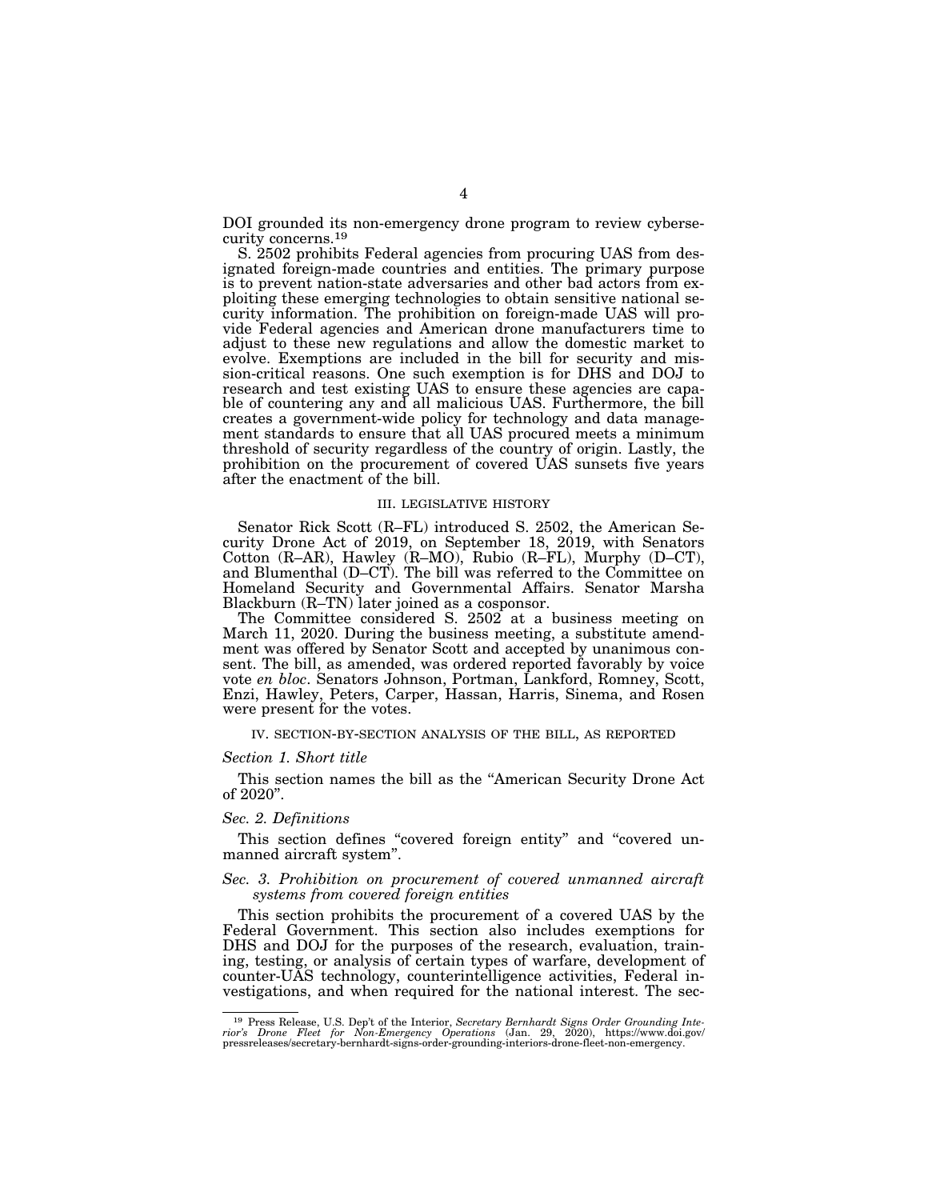DOI grounded its non-emergency drone program to review cybersecurity concerns.[19]

S. 2502 prohibits Federal agencies from procuring UAS from designated foreign-made countries and entities. The primary purpose is to prevent nation-state adversaries and other bad actors from exploiting these emerging technologies to obtain sensitive national security information. The prohibition on foreign-made UAS will provide Federal agencies and American drone manufacturers time to adjust to these new regulations and allow the domestic market to evolve. Exemptions are included in the bill for security and mission-critical reasons. One such exemption is for DHS and DOJ to research and test existing UAS to ensure these agencies are capable of countering any and all malicious UAS. Furthermore, the bill creates a government-wide policy for technology and data management standards to ensure that all UAS procured meets a minimum threshold of security regardless of the country of origin. Lastly, the prohibition on the procurement of covered UAS sunsets five years after the enactment of the bill.

## III. LEGISLATIVE HISTORY

Senator Rick Scott (R–FL) introduced S. 2502, the American Security Drone Act of 2019, on September 18, 2019, with Senators Cotton (R–AR), Hawley (R–MO), Rubio (R–FL), Murphy (D–CT), and Blumenthal (D–CT). The bill was referred to the Committee on Homeland Security and Governmental Affairs. Senator Marsha Blackburn (R–TN) later joined as a cosponsor.

The Committee considered S. 2502 at a business meeting on March 11, 2020. During the business meeting, a substitute amendment was offered by Senator Scott and accepted by unanimous consent. The bill, as amended, was ordered reported favorably by voice vote *en bloc*. Senators Johnson, Portman, Lankford, Romney, Scott, Enzi, Hawley, Peters, Carper, Hassan, Harris, Sinema, and Rosen were present for the votes.

## IV. SECTION-BY-SECTION ANALYSIS OF THE BILL, AS REPORTED

### *Section 1. Short title*

This section names the bill as the "American Security Drone Act of 2020".

### *Sec. 2. Definitions*

This section defines "covered foreign entity" and "covered unmanned aircraft system".

### *Sec. 3. Prohibition on procurement of covered unmanned aircraft systems from covered foreign entities*

This section prohibits the procurement of a covered UAS by the Federal Government. This section also includes exemptions for DHS and DOJ for the purposes of the research, evaluation, training, testing, or analysis of certain types of warfare, development of counter-UAS technology, counterintelligence activities, Federal investigations, and when required for the national interest. The sec-

[19] Press Release, U.S. Dep't of the Interior, *Secretary Bernhardt Signs Order Grounding Interior's Drone Fleet for Non-Emergency Operations* (Jan. 29, 2020), https://www.doi.gov/pressreleases/secretary-bernhardt-signs-order-grounding-interiors-drone-fleet-non-emergency.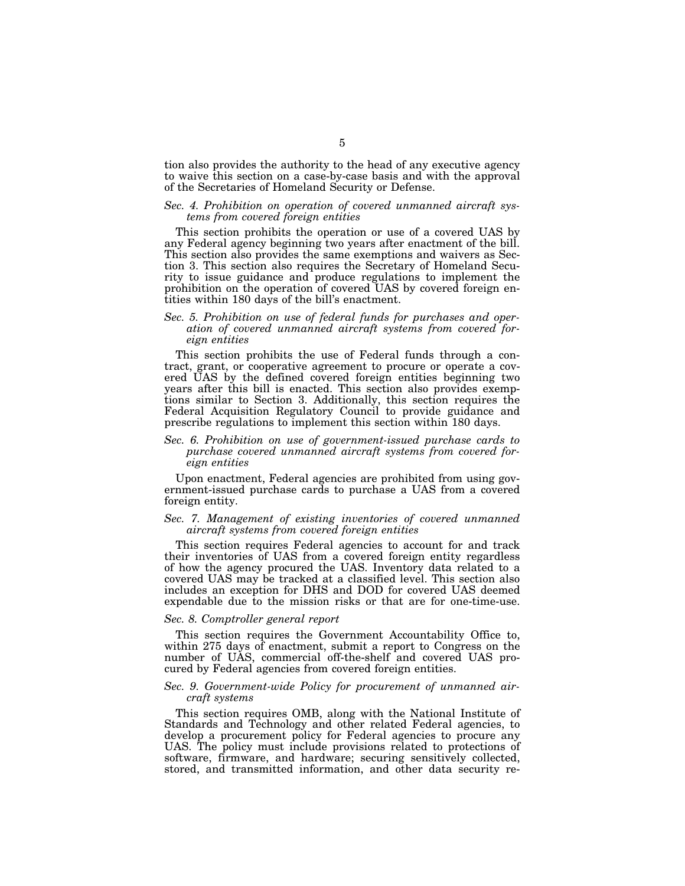tion also provides the authority to the head of any executive agency to waive this section on a case-by-case basis and with the approval of the Secretaries of Homeland Security or Defense.

*Sec. 4. Prohibition on operation of covered unmanned aircraft systems from covered foreign entities*

This section prohibits the operation or use of a covered UAS by any Federal agency beginning two years after enactment of the bill. This section also provides the same exemptions and waivers as Section 3. This section also requires the Secretary of Homeland Security to issue guidance and produce regulations to implement the prohibition on the operation of covered UAS by covered foreign entities within 180 days of the bill's enactment.

*Sec. 5. Prohibition on use of federal funds for purchases and operation of covered unmanned aircraft systems from covered foreign entities*

This section prohibits the use of Federal funds through a contract, grant, or cooperative agreement to procure or operate a covered UAS by the defined covered foreign entities beginning two years after this bill is enacted. This section also provides exemptions similar to Section 3. Additionally, this section requires the Federal Acquisition Regulatory Council to provide guidance and prescribe regulations to implement this section within 180 days.

*Sec. 6. Prohibition on use of government-issued purchase cards to purchase covered unmanned aircraft systems from covered foreign entities*

Upon enactment, Federal agencies are prohibited from using government-issued purchase cards to purchase a UAS from a covered foreign entity.

*Sec. 7. Management of existing inventories of covered unmanned aircraft systems from covered foreign entities*

This section requires Federal agencies to account for and track their inventories of UAS from a covered foreign entity regardless of how the agency procured the UAS. Inventory data related to a covered UAS may be tracked at a classified level. This section also includes an exception for DHS and DOD for covered UAS deemed expendable due to the mission risks or that are for one-time-use.

*Sec. 8. Comptroller general report*

This section requires the Government Accountability Office to, within 275 days of enactment, submit a report to Congress on the number of UAS, commercial off-the-shelf and covered UAS procured by Federal agencies from covered foreign entities.

*Sec. 9. Government-wide Policy for procurement of unmanned aircraft systems*

This section requires OMB, along with the National Institute of Standards and Technology and other related Federal agencies, to develop a procurement policy for Federal agencies to procure any UAS. The policy must include provisions related to protections of software, firmware, and hardware; securing sensitively collected, stored, and transmitted information, and other data security re-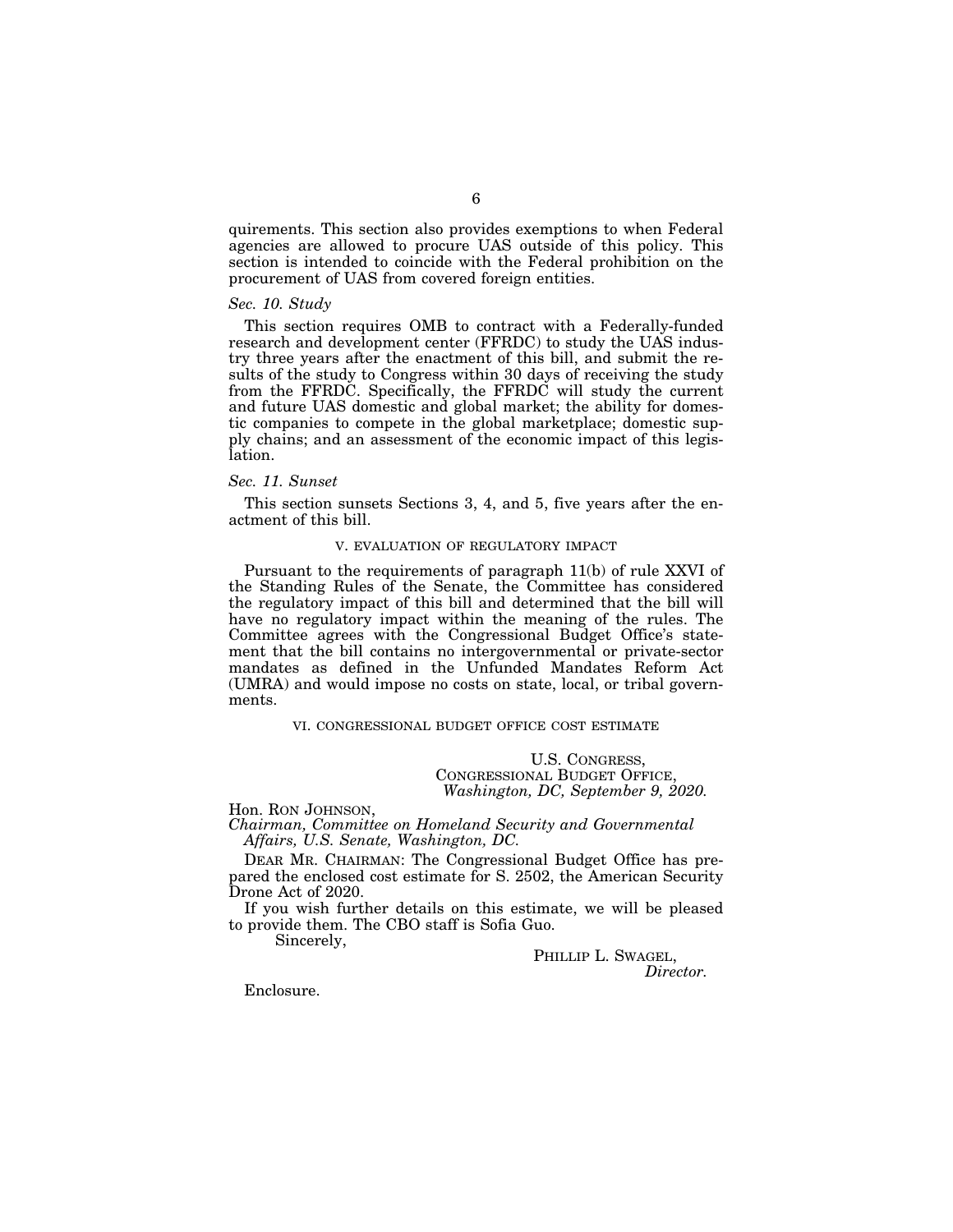quirements. This section also provides exemptions to when Federal agencies are allowed to procure UAS outside of this policy. This section is intended to coincide with the Federal prohibition on the procurement of UAS from covered foreign entities.

*Sec. 10. Study*

This section requires OMB to contract with a Federally-funded research and development center (FFRDC) to study the UAS industry three years after the enactment of this bill, and submit the results of the study to Congress within 30 days of receiving the study from the FFRDC. Specifically, the FFRDC will study the current and future UAS domestic and global market; the ability for domestic companies to compete in the global marketplace; domestic supply chains; and an assessment of the economic impact of this legislation.

*Sec. 11. Sunset*

This section sunsets Sections 3, 4, and 5, five years after the enactment of this bill.

## V. EVALUATION OF REGULATORY IMPACT

Pursuant to the requirements of paragraph 11(b) of rule XXVI of the Standing Rules of the Senate, the Committee has considered the regulatory impact of this bill and determined that the bill will have no regulatory impact within the meaning of the rules. The Committee agrees with the Congressional Budget Office's statement that the bill contains no intergovernmental or private-sector mandates as defined in the Unfunded Mandates Reform Act (UMRA) and would impose no costs on state, local, or tribal governments.

## VI. CONGRESSIONAL BUDGET OFFICE COST ESTIMATE

U.S. CONGRESS,
CONGRESSIONAL BUDGET OFFICE,
*Washington, DC, September 9, 2020.*

Hon. RON JOHNSON,
*Chairman, Committee on Homeland Security and Governmental Affairs, U.S. Senate, Washington, DC.*

DEAR MR. CHAIRMAN: The Congressional Budget Office has prepared the enclosed cost estimate for S. 2502, the American Security Drone Act of 2020.

If you wish further details on this estimate, we will be pleased to provide them. The CBO staff is Sofia Guo.

Sincerely,

PHILLIP L. SWAGEL,
*Director.*

Enclosure.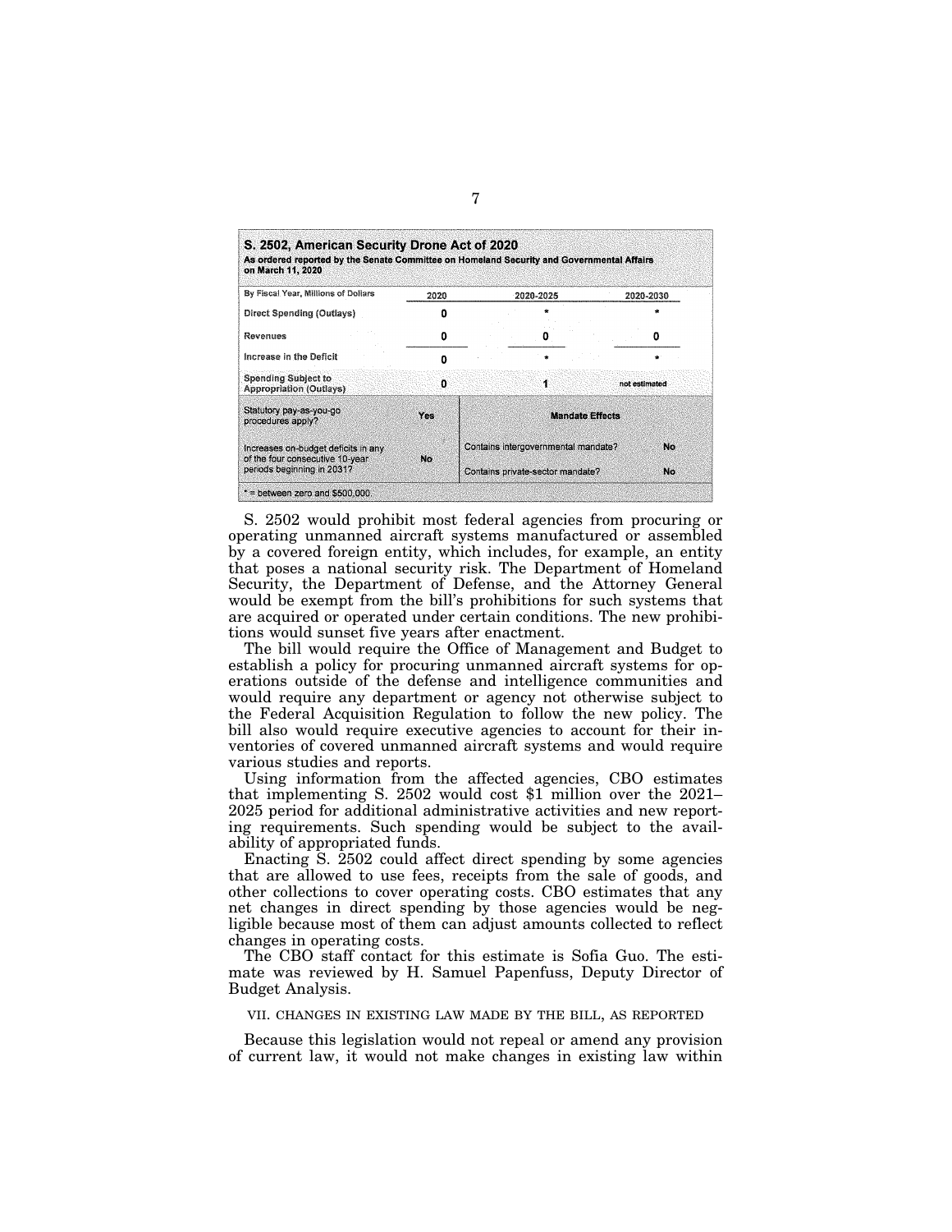**S. 2502, American Security Drone Act of 2020**
**As ordered reported by the Senate Committee on Homeland Security and Governmental Affairs on March 11, 2020**

| By Fiscal Year, Millions of Dollars | 2020 | 2020-2025 | 2020-2030 |
|---|---|---|---|
| Direct Spending (Outlays) | 0 | * | * |
| Revenues | 0 | 0 | 0 |
| Increase in the Deficit | 0 | * | * |
| Spending Subject to Appropriation (Outlays) | 0 | 1 | not estimated |

| | | | |
|---|---|---|---|
| Statutory pay-as-you-go procedures apply? | Yes | **Mandate Effects** | |
| Increases on-budget deficits in any of the four consecutive 10-year periods beginning in 2031? | No | Contains intergovernmental mandate? | No |
| | | Contains private-sector mandate? | No |

* = between zero and $500,000.

S. 2502 would prohibit most federal agencies from procuring or operating unmanned aircraft systems manufactured or assembled by a covered foreign entity, which includes, for example, an entity that poses a national security risk. The Department of Homeland Security, the Department of Defense, and the Attorney General would be exempt from the bill's prohibitions for such systems that are acquired or operated under certain conditions. The new prohibitions would sunset five years after enactment.

The bill would require the Office of Management and Budget to establish a policy for procuring unmanned aircraft systems for operations outside of the defense and intelligence communities and would require any department or agency not otherwise subject to the Federal Acquisition Regulation to follow the new policy. The bill also would require executive agencies to account for their inventories of covered unmanned aircraft systems and would require various studies and reports.

Using information from the affected agencies, CBO estimates that implementing S. 2502 would cost $1 million over the 2021–2025 period for additional administrative activities and new reporting requirements. Such spending would be subject to the availability of appropriated funds.

Enacting S. 2502 could affect direct spending by some agencies that are allowed to use fees, receipts from the sale of goods, and other collections to cover operating costs. CBO estimates that any net changes in direct spending by those agencies would be negligible because most of them can adjust amounts collected to reflect changes in operating costs.

The CBO staff contact for this estimate is Sofia Guo. The estimate was reviewed by H. Samuel Papenfuss, Deputy Director of Budget Analysis.

## VII. CHANGES IN EXISTING LAW MADE BY THE BILL, AS REPORTED

Because this legislation would not repeal or amend any provision of current law, it would not make changes in existing law within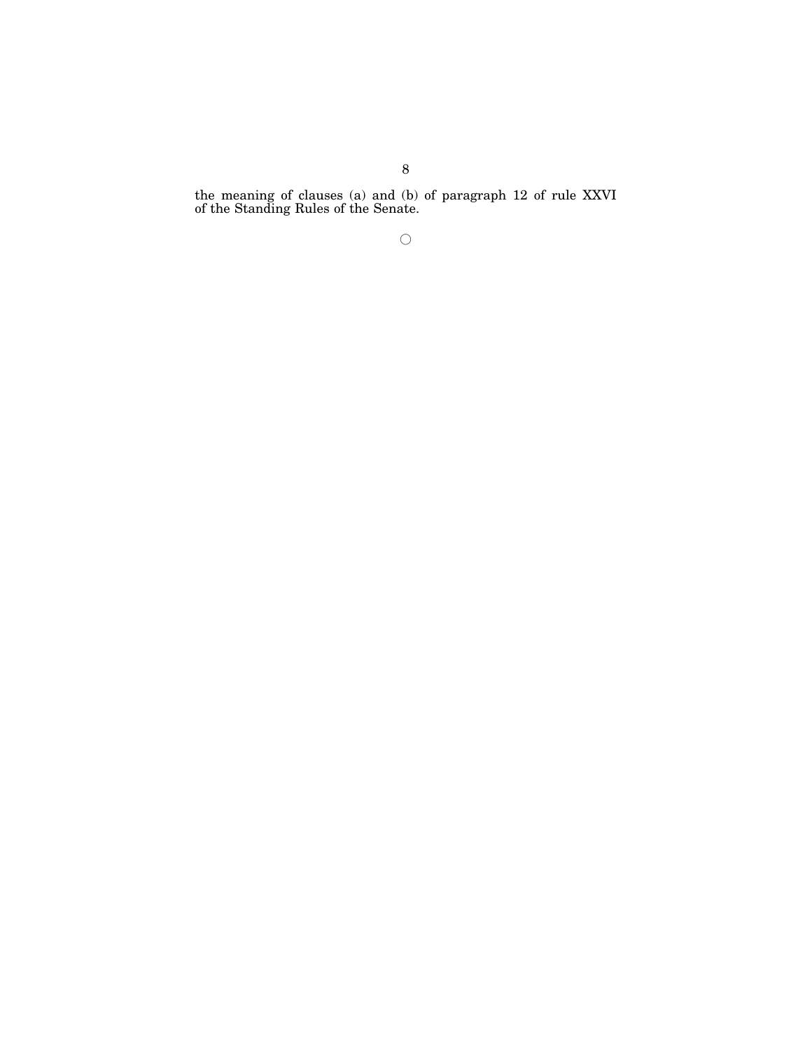the meaning of clauses (a) and (b) of paragraph 12 of rule XXVI of the Standing Rules of the Senate.

○